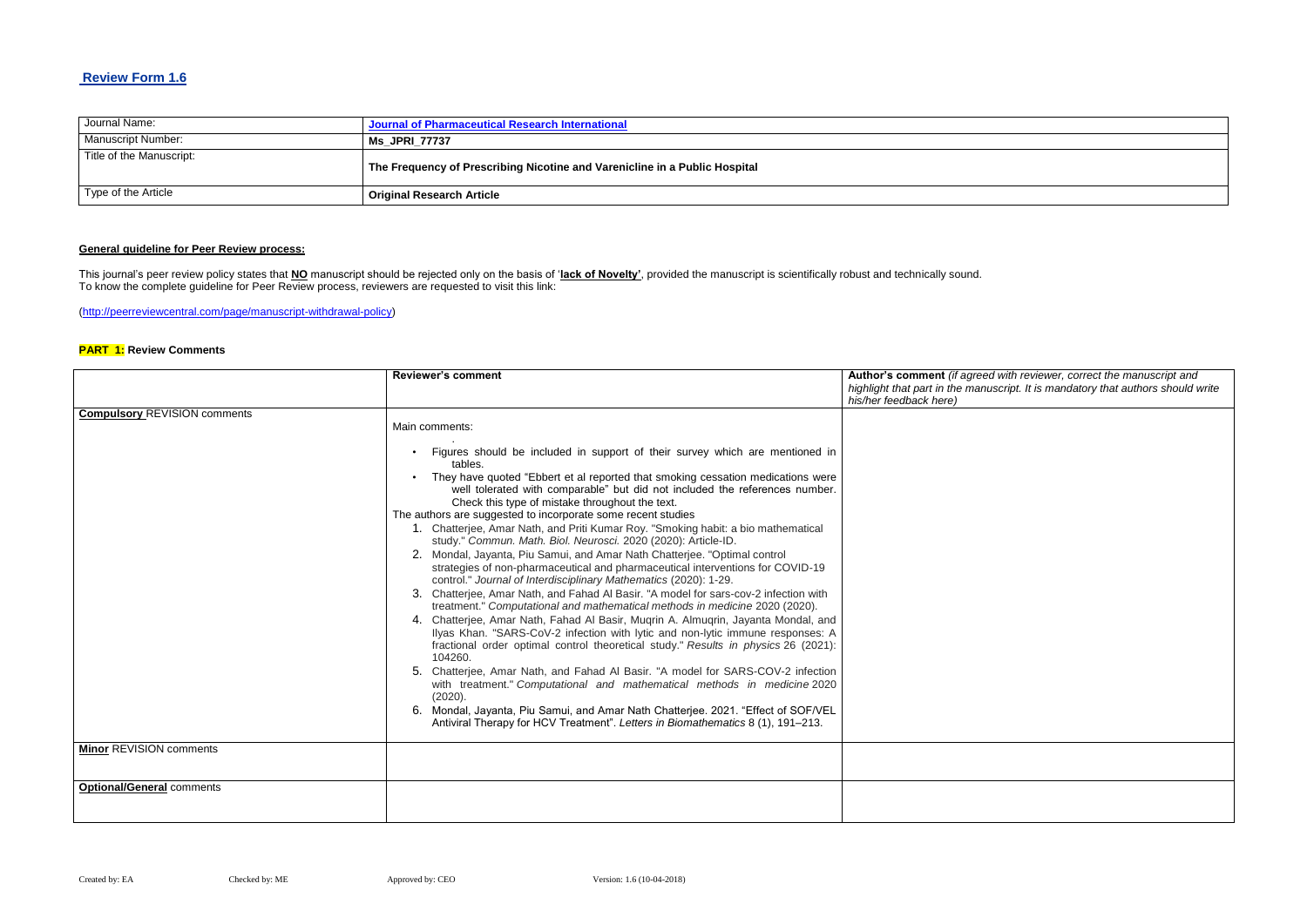## Review Form 1.6

| Journal Name: | Journal of Pharmaceutical Research International |
|---|---|
| Manuscript Number: | **Ms_JPRI_77737** |
| Title of the Manuscript: | **The Frequency of Prescribing Nicotine and Varenicline in a Public Hospital** |
| Type of the Article | **Original Research Article** |

**General guideline for Peer Review process:**

This journal's peer review policy states that **NO** manuscript should be rejected only on the basis of '**lack of Novelty'**, provided the manuscript is scientifically robust and technically sound.
To know the complete guideline for Peer Review process, reviewers are requested to visit this link:

(http://peerreviewcentral.com/page/manuscript-withdrawal-policy)

**PART 1:** **Review Comments**

| | **Reviewer's comment** | **Author's comment** *(if agreed with reviewer, correct the manuscript and highlight that part in the manuscript. It is mandatory that authors should write his/her feedback here)* |
|---|---|---|
| **Compulsory** REVISION comments | Main comments:<br>.<br>• Figures should be included in support of their survey which are mentioned in tables.<br>• They have quoted "Ebbert et al reported that smoking cessation medications were well tolerated with comparable" but did not included the references number. Check this type of mistake throughout the text.<br>The authors are suggested to incorporate some recent studies<br>1. Chatterjee, Amar Nath, and Priti Kumar Roy. "Smoking habit: a bio mathematical study." *Commun. Math. Biol. Neurosci.* 2020 (2020): Article-ID.<br>2. Mondal, Jayanta, Piu Samui, and Amar Nath Chatterjee. "Optimal control strategies of non-pharmaceutical and pharmaceutical interventions for COVID-19 control." *Journal of Interdisciplinary Mathematics* (2020): 1-29.<br>3. Chatterjee, Amar Nath, and Fahad Al Basir. "A model for sars-cov-2 infection with treatment." *Computational and mathematical methods in medicine* 2020 (2020).<br>4. Chatterjee, Amar Nath, Fahad Al Basir, Muqrin A. Almuqrin, Jayanta Mondal, and Ilyas Khan. "SARS-CoV-2 infection with lytic and non-lytic immune responses: A fractional order optimal control theoretical study." *Results in physics* 26 (2021): 104260.<br>5. Chatterjee, Amar Nath, and Fahad Al Basir. "A model for SARS-COV-2 infection with treatment." *Computational and mathematical methods in medicine* 2020 (2020).<br>6. Mondal, Jayanta, Piu Samui, and Amar Nath Chatterjee. 2021. "Effect of SOF/VEL Antiviral Therapy for HCV Treatment". *Letters in Biomathematics* 8 (1), 191–213. | |
| **Minor** REVISION comments | | |
| **Optional/General** comments | | |

Created by: EA Checked by: ME Approved by: CEO Version: 1.6 (10-04-2018)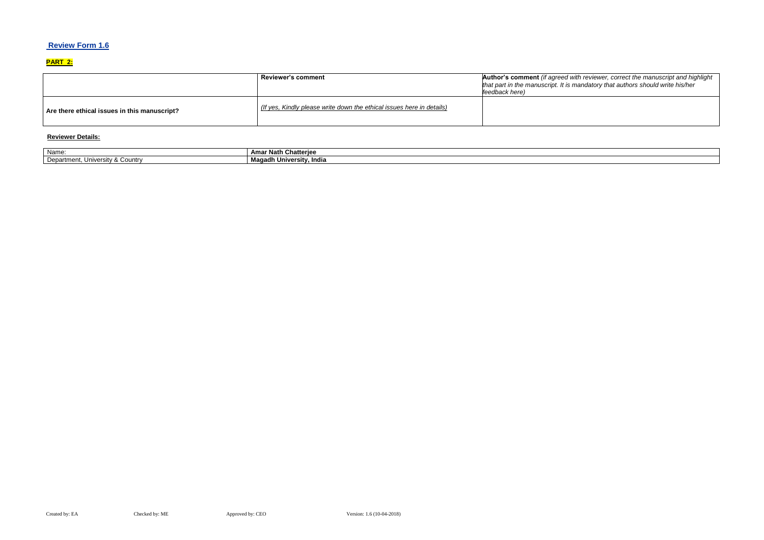## **Review Form 1.6**

**PART 2:**

| | Reviewer's comment | **Author's comment** *(if agreed with reviewer, correct the manuscript and highlight that part in the manuscript. It is mandatory that authors should write his/her feedback here)* |
|---|---|---|
| **Are there ethical issues in this manuscript?** | *(If yes, Kindly please write down the ethical issues here in details)* | |

**Reviewer Details:**

| | |
|---|---|
| Name: | **Amar Nath Chatterjee** |
| Department, University & Country | **Magadh University, India** |